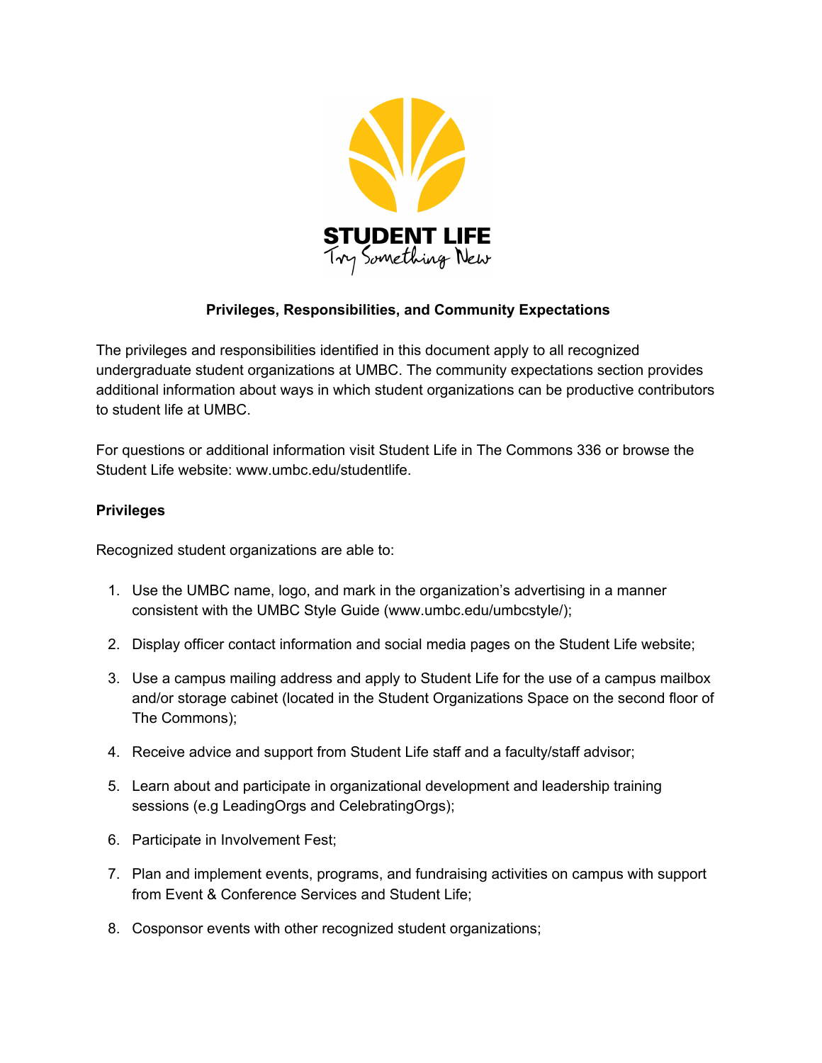STUDENT LIFE
Try Something New

## Privileges, Responsibilities, and Community Expectations

The privileges and responsibilities identified in this document apply to all recognized undergraduate student organizations at UMBC. The community expectations section provides additional information about ways in which student organizations can be productive contributors to student life at UMBC.

For questions or additional information visit Student Life in The Commons 336 or browse the Student Life website: www.umbc.edu/studentlife.

### Privileges

Recognized student organizations are able to:

1. Use the UMBC name, logo, and mark in the organization's advertising in a manner consistent with the UMBC Style Guide (www.umbc.edu/umbcstyle/);
2. Display officer contact information and social media pages on the Student Life website;
3. Use a campus mailing address and apply to Student Life for the use of a campus mailbox and/or storage cabinet (located in the Student Organizations Space on the second floor of The Commons);
4. Receive advice and support from Student Life staff and a faculty/staff advisor;
5. Learn about and participate in organizational development and leadership training sessions (e.g LeadingOrgs and CelebratingOrgs);
6. Participate in Involvement Fest;
7. Plan and implement events, programs, and fundraising activities on campus with support from Event & Conference Services and Student Life;
8. Cosponsor events with other recognized student organizations;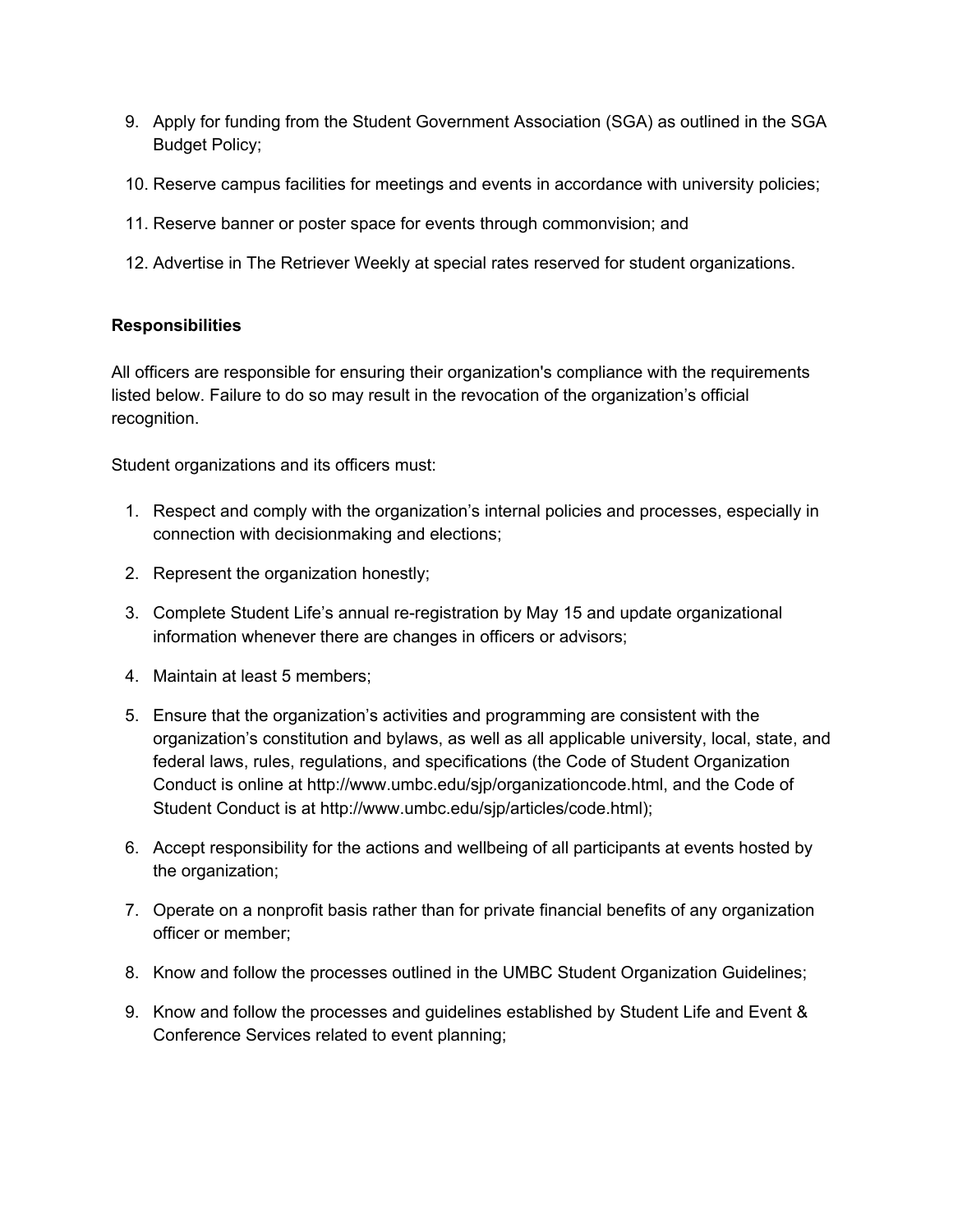9. Apply for funding from the Student Government Association (SGA) as outlined in the SGA Budget Policy;
10. Reserve campus facilities for meetings and events in accordance with university policies;
11. Reserve banner or poster space for events through commonvision; and
12. Advertise in The Retriever Weekly at special rates reserved for student organizations.

**Responsibilities**

All officers are responsible for ensuring their organization's compliance with the requirements listed below. Failure to do so may result in the revocation of the organization's official recognition.

Student organizations and its officers must:

1. Respect and comply with the organization's internal policies and processes, especially in connection with decisionmaking and elections;
2. Represent the organization honestly;
3. Complete Student Life's annual re-registration by May 15 and update organizational information whenever there are changes in officers or advisors;
4. Maintain at least 5 members;
5. Ensure that the organization's activities and programming are consistent with the organization's constitution and bylaws, as well as all applicable university, local, state, and federal laws, rules, regulations, and specifications (the Code of Student Organization Conduct is online at http://www.umbc.edu/sjp/organizationcode.html, and the Code of Student Conduct is at http://www.umbc.edu/sjp/articles/code.html);
6. Accept responsibility for the actions and wellbeing of all participants at events hosted by the organization;
7. Operate on a nonprofit basis rather than for private financial benefits of any organization officer or member;
8. Know and follow the processes outlined in the UMBC Student Organization Guidelines;
9. Know and follow the processes and guidelines established by Student Life and Event & Conference Services related to event planning;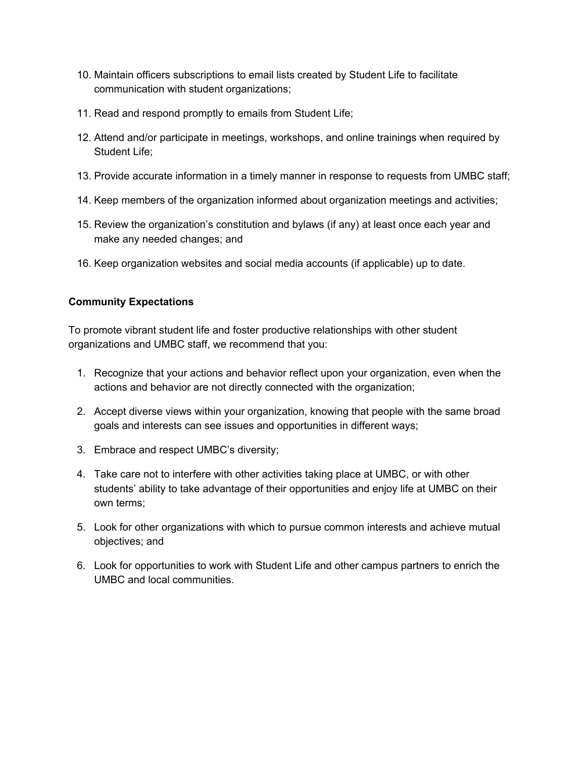10. Maintain officers subscriptions to email lists created by Student Life to facilitate communication with student organizations;
11. Read and respond promptly to emails from Student Life;
12. Attend and/or participate in meetings, workshops, and online trainings when required by Student Life;
13. Provide accurate information in a timely manner in response to requests from UMBC staff;
14. Keep members of the organization informed about organization meetings and activities;
15. Review the organization's constitution and bylaws (if any) at least once each year and make any needed changes; and
16. Keep organization websites and social media accounts (if applicable) up to date.

**Community Expectations**

To promote vibrant student life and foster productive relationships with other student organizations and UMBC staff, we recommend that you:

1. Recognize that your actions and behavior reflect upon your organization, even when the actions and behavior are not directly connected with the organization;
2. Accept diverse views within your organization, knowing that people with the same broad goals and interests can see issues and opportunities in different ways;
3. Embrace and respect UMBC's diversity;
4. Take care not to interfere with other activities taking place at UMBC, or with other students' ability to take advantage of their opportunities and enjoy life at UMBC on their own terms;
5. Look for other organizations with which to pursue common interests and achieve mutual objectives; and
6. Look for opportunities to work with Student Life and other campus partners to enrich the UMBC and local communities.